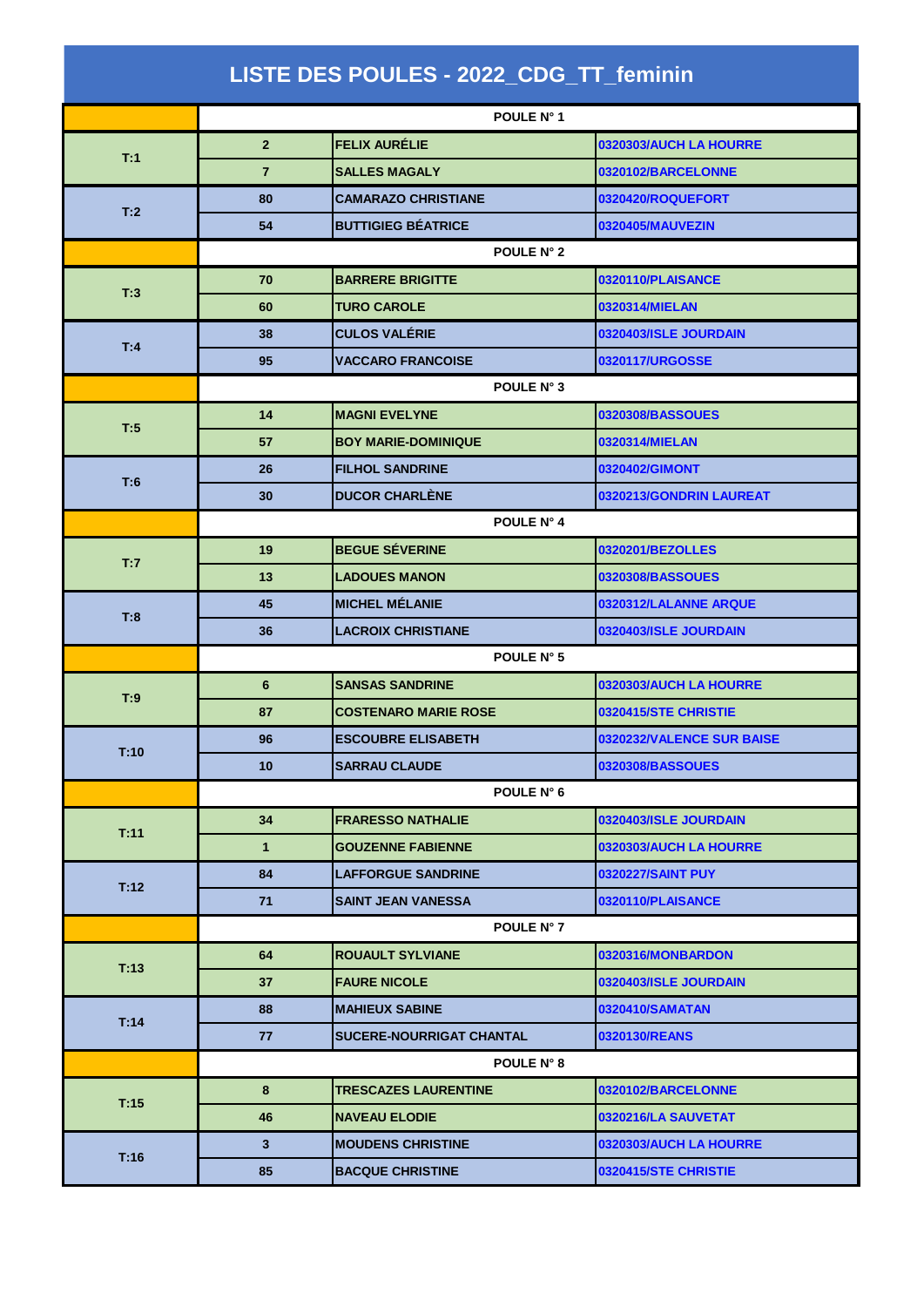# LISTE DES POULES - 2022_CDG_TT_feminin

| | | | |
|---|---|---|---|
| | POULE N° 1 | | |
| T:1 | 2 | FELIX AURÉLIE | 0320303/AUCH LA HOURRE |
| | 7 | SALLES MAGALY | 0320102/BARCELONNE |
| T:2 | 80 | CAMARAZO CHRISTIANE | 0320420/ROQUEFORT |
| | 54 | BUTTIGIEG BÉATRICE | 0320405/MAUVEZIN |
| | POULE N° 2 | | |
| T:3 | 70 | BARRERE BRIGITTE | 0320110/PLAISANCE |
| | 60 | TURO CAROLE | 0320314/MIELAN |
| T:4 | 38 | CULOS VALÉRIE | 0320403/ISLE JOURDAIN |
| | 95 | VACCARO FRANCOISE | 0320117/URGOSSE |
| | POULE N° 3 | | |
| T:5 | 14 | MAGNI EVELYNE | 0320308/BASSOUES |
| | 57 | BOY MARIE-DOMINIQUE | 0320314/MIELAN |
| T:6 | 26 | FILHOL SANDRINE | 0320402/GIMONT |
| | 30 | DUCOR CHARLÈNE | 0320213/GONDRIN LAUREAT |
| | POULE N° 4 | | |
| T:7 | 19 | BEGUE SÉVERINE | 0320201/BEZOLLES |
| | 13 | LADOUES MANON | 0320308/BASSOUES |
| T:8 | 45 | MICHEL MÉLANIE | 0320312/LALANNE ARQUE |
| | 36 | LACROIX CHRISTIANE | 0320403/ISLE JOURDAIN |
| | POULE N° 5 | | |
| T:9 | 6 | SANSAS SANDRINE | 0320303/AUCH LA HOURRE |
| | 87 | COSTENARO MARIE ROSE | 0320415/STE CHRISTIE |
| T:10 | 96 | ESCOUBRE ELISABETH | 0320232/VALENCE SUR BAISE |
| | 10 | SARRAU CLAUDE | 0320308/BASSOUES |
| | POULE N° 6 | | |
| T:11 | 34 | FRARESSO NATHALIE | 0320403/ISLE JOURDAIN |
| | 1 | GOUZENNE FABIENNE | 0320303/AUCH LA HOURRE |
| T:12 | 84 | LAFFORGUE SANDRINE | 0320227/SAINT PUY |
| | 71 | SAINT JEAN VANESSA | 0320110/PLAISANCE |
| | POULE N° 7 | | |
| T:13 | 64 | ROUAULT SYLVIANE | 0320316/MONBARDON |
| | 37 | FAURE NICOLE | 0320403/ISLE JOURDAIN |
| T:14 | 88 | MAHIEUX SABINE | 0320410/SAMATAN |
| | 77 | SUCERE-NOURRIGAT CHANTAL | 0320130/REANS |
| | POULE N° 8 | | |
| T:15 | 8 | TRESCAZES LAURENTINE | 0320102/BARCELONNE |
| | 46 | NAVEAU ELODIE | 0320216/LA SAUVETAT |
| T:16 | 3 | MOUDENS CHRISTINE | 0320303/AUCH LA HOURRE |
| | 85 | BACQUE CHRISTINE | 0320415/STE CHRISTIE |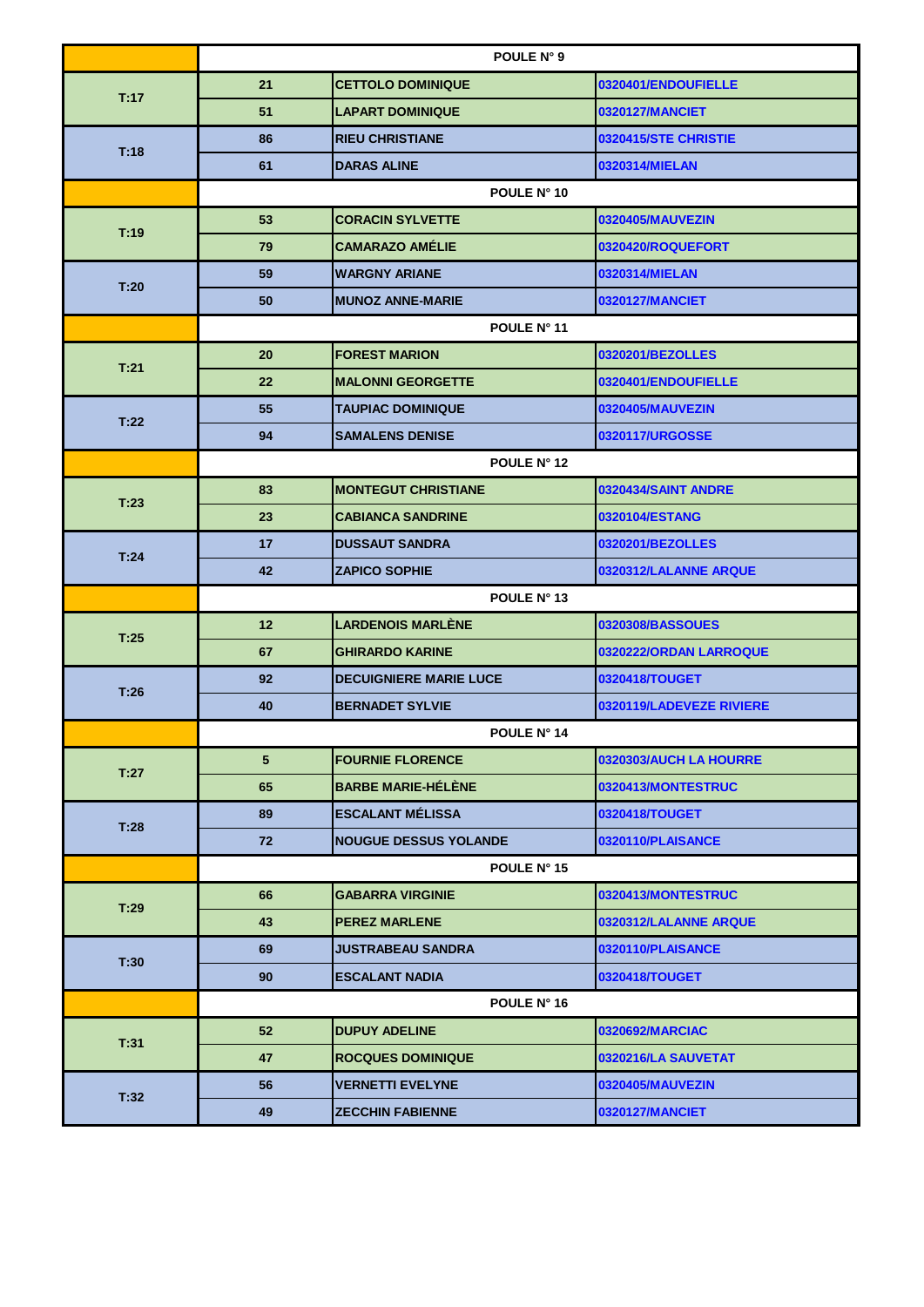| | POULE N° 9 | | |
|---|---|---|---|
| T:17 | 21 | CETTOLO DOMINIQUE | 0320401/ENDOUFIELLE |
| | 51 | LAPART DOMINIQUE | 0320127/MANCIET |
| T:18 | 86 | RIEU CHRISTIANE | 0320415/STE CHRISTIE |
| | 61 | DARAS ALINE | 0320314/MIELAN |
| | POULE N° 10 | | |
| T:19 | 53 | CORACIN SYLVETTE | 0320405/MAUVEZIN |
| | 79 | CAMARAZO AMÉLIE | 0320420/ROQUEFORT |
| T:20 | 59 | WARGNY ARIANE | 0320314/MIELAN |
| | 50 | MUNOZ ANNE-MARIE | 0320127/MANCIET |
| | POULE N° 11 | | |
| T:21 | 20 | FOREST MARION | 0320201/BEZOLLES |
| | 22 | MALONNI GEORGETTE | 0320401/ENDOUFIELLE |
| T:22 | 55 | TAUPIAC DOMINIQUE | 0320405/MAUVEZIN |
| | 94 | SAMALENS DENISE | 0320117/URGOSSE |
| | POULE N° 12 | | |
| T:23 | 83 | MONTEGUT CHRISTIANE | 0320434/SAINT ANDRE |
| | 23 | CABIANCA SANDRINE | 0320104/ESTANG |
| T:24 | 17 | DUSSAUT SANDRA | 0320201/BEZOLLES |
| | 42 | ZAPICO SOPHIE | 0320312/LALANNE ARQUE |
| | POULE N° 13 | | |
| T:25 | 12 | LARDENOIS MARLÈNE | 0320308/BASSOUES |
| | 67 | GHIRARDO KARINE | 0320222/ORDAN LARROQUE |
| T:26 | 92 | DECUIGNIERE MARIE LUCE | 0320418/TOUGET |
| | 40 | BERNADET SYLVIE | 0320119/LADEVEZE RIVIERE |
| | POULE N° 14 | | |
| T:27 | 5 | FOURNIE FLORENCE | 0320303/AUCH LA HOURRE |
| | 65 | BARBE MARIE-HÉLÈNE | 0320413/MONTESTRUC |
| T:28 | 89 | ESCALANT MÉLISSA | 0320418/TOUGET |
| | 72 | NOUGUE DESSUS YOLANDE | 0320110/PLAISANCE |
| | POULE N° 15 | | |
| T:29 | 66 | GABARRA VIRGINIE | 0320413/MONTESTRUC |
| | 43 | PEREZ MARLENE | 0320312/LALANNE ARQUE |
| T:30 | 69 | JUSTRABEAU SANDRA | 0320110/PLAISANCE |
| | 90 | ESCALANT NADIA | 0320418/TOUGET |
| | POULE N° 16 | | |
| T:31 | 52 | DUPUY ADELINE | 0320692/MARCIAC |
| | 47 | ROCQUES DOMINIQUE | 0320216/LA SAUVETAT |
| T:32 | 56 | VERNETTI EVELYNE | 0320405/MAUVEZIN |
| | 49 | ZECCHIN FABIENNE | 0320127/MANCIET |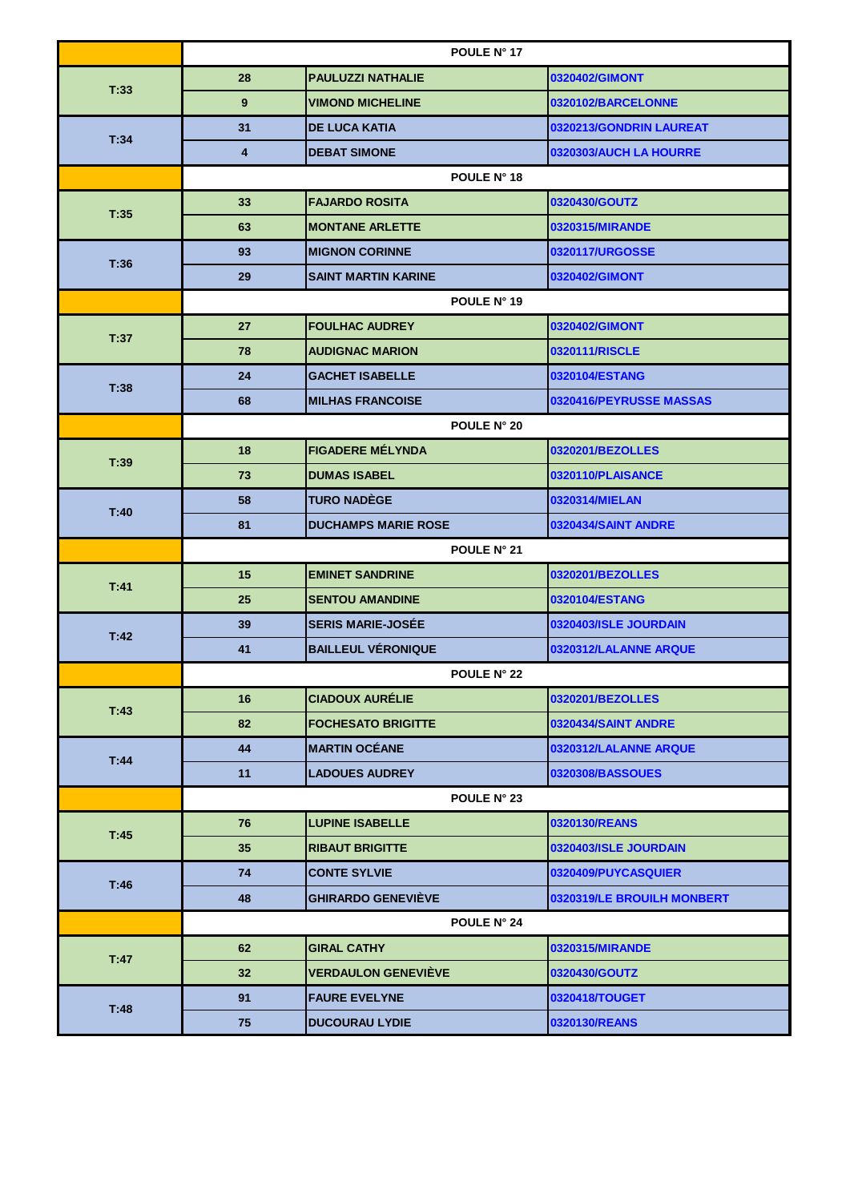| | | | |
|---|---|---|---|
| | POULE N° 17 | | |
| T:33 | 28 | PAULUZZI NATHALIE | 0320402/GIMONT |
| | 9 | VIMOND MICHELINE | 0320102/BARCELONNE |
| T:34 | 31 | DE LUCA KATIA | 0320213/GONDRIN LAUREAT |
| | 4 | DEBAT SIMONE | 0320303/AUCH LA HOURRE |
| | POULE N° 18 | | |
| T:35 | 33 | FAJARDO ROSITA | 0320430/GOUTZ |
| | 63 | MONTANE ARLETTE | 0320315/MIRANDE |
| T:36 | 93 | MIGNON CORINNE | 0320117/URGOSSE |
| | 29 | SAINT MARTIN KARINE | 0320402/GIMONT |
| | POULE N° 19 | | |
| T:37 | 27 | FOULHAC AUDREY | 0320402/GIMONT |
| | 78 | AUDIGNAC MARION | 0320111/RISCLE |
| T:38 | 24 | GACHET ISABELLE | 0320104/ESTANG |
| | 68 | MILHAS FRANCOISE | 0320416/PEYRUSSE MASSAS |
| | POULE N° 20 | | |
| T:39 | 18 | FIGADERE MÉLYNDA | 0320201/BEZOLLES |
| | 73 | DUMAS ISABEL | 0320110/PLAISANCE |
| T:40 | 58 | TURO NADÈGE | 0320314/MIELAN |
| | 81 | DUCHAMPS MARIE ROSE | 0320434/SAINT ANDRE |
| | POULE N° 21 | | |
| T:41 | 15 | EMINET SANDRINE | 0320201/BEZOLLES |
| | 25 | SENTOU AMANDINE | 0320104/ESTANG |
| T:42 | 39 | SERIS MARIE-JOSÉE | 0320403/ISLE JOURDAIN |
| | 41 | BAILLEUL VÉRONIQUE | 0320312/LALANNE ARQUE |
| | POULE N° 22 | | |
| T:43 | 16 | CIADOUX AURÉLIE | 0320201/BEZOLLES |
| | 82 | FOCHESATO BRIGITTE | 0320434/SAINT ANDRE |
| T:44 | 44 | MARTIN OCÉANE | 0320312/LALANNE ARQUE |
| | 11 | LADOUES AUDREY | 0320308/BASSOUES |
| | POULE N° 23 | | |
| T:45 | 76 | LUPINE ISABELLE | 0320130/REANS |
| | 35 | RIBAUT BRIGITTE | 0320403/ISLE JOURDAIN |
| T:46 | 74 | CONTE SYLVIE | 0320409/PUYCASQUIER |
| | 48 | GHIRARDO GENEVIÈVE | 0320319/LE BROUILH MONBERT |
| | POULE N° 24 | | |
| T:47 | 62 | GIRAL CATHY | 0320315/MIRANDE |
| | 32 | VERDAULON GENEVIÈVE | 0320430/GOUTZ |
| T:48 | 91 | FAURE EVELYNE | 0320418/TOUGET |
| | 75 | DUCOURAU LYDIE | 0320130/REANS |